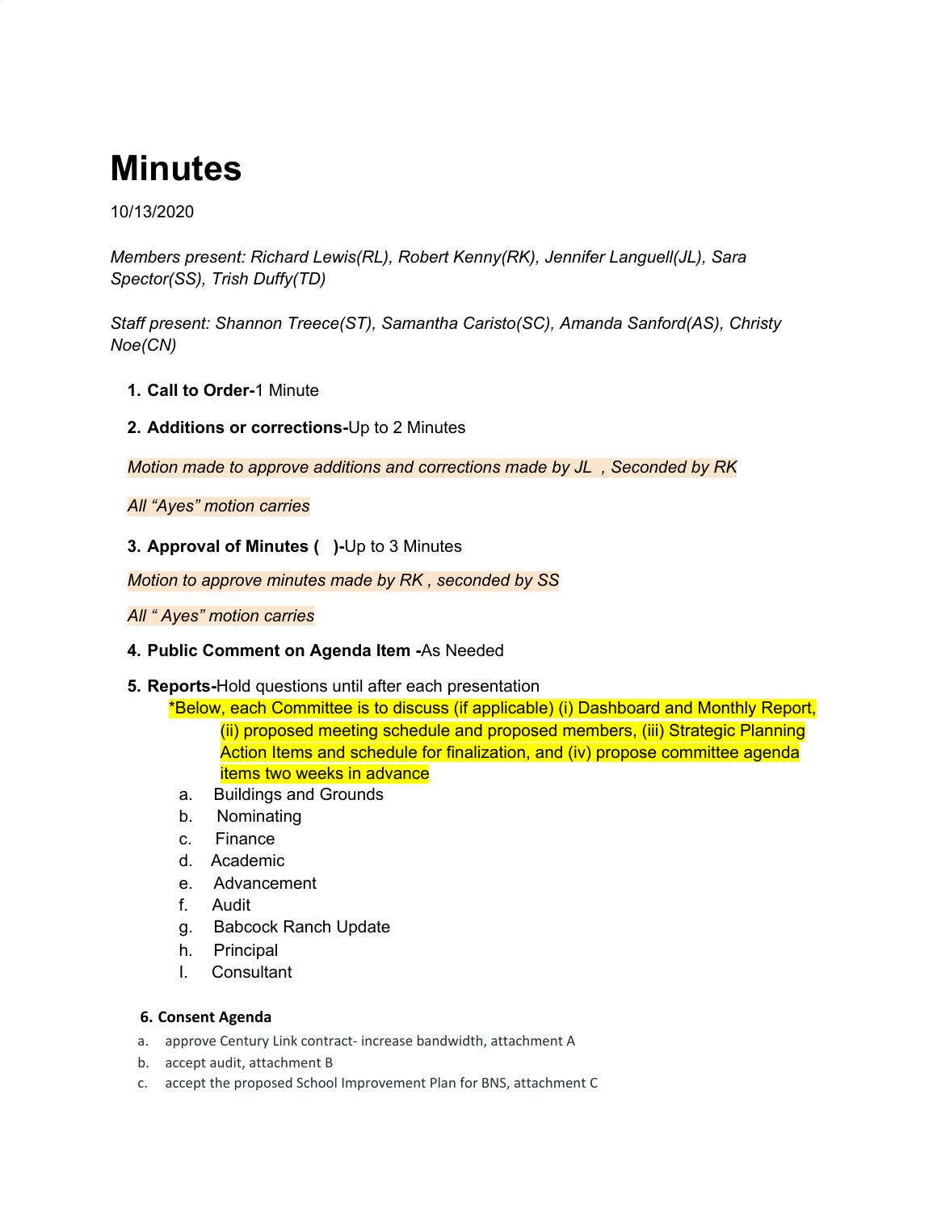# Minutes

10/13/2020

*Members present: Richard Lewis(RL), Robert Kenny(RK), Jennifer Languell(JL), Sara Spector(SS), Trish Duffy(TD)*

*Staff present: Shannon Treece(ST), Samantha Caristo(SC), Amanda Sanford(AS), Christy Noe(CN)*

1. **Call to Order-**1 Minute

2. **Additions or corrections-**Up to 2 Minutes

*Motion made to approve additions and corrections made by JL , Seconded by RK*

*All "Ayes" motion carries*

3. **Approval of Minutes ( )-**Up to 3 Minutes

*Motion to approve minutes made by RK , seconded by SS*

*All " Ayes" motion carries*

4. **Public Comment on Agenda Item -**As Needed

5. **Reports-**Hold questions until after each presentation

   *Below, each Committee is to discuss (if applicable) (i) Dashboard and Monthly Report, (ii) proposed meeting schedule and proposed members, (iii) Strategic Planning Action Items and schedule for finalization, and (iv) propose committee agenda items two weeks in advance

   a. Buildings and Grounds
   b. Nominating
   c. Finance
   d. Academic
   e. Advancement
   f. Audit
   g. Babcock Ranch Update
   h. Principal
   I. Consultant

6. **Consent Agenda**

   a. approve Century Link contract- increase bandwidth, attachment A
   b. accept audit, attachment B
   c. accept the proposed School Improvement Plan for BNS, attachment C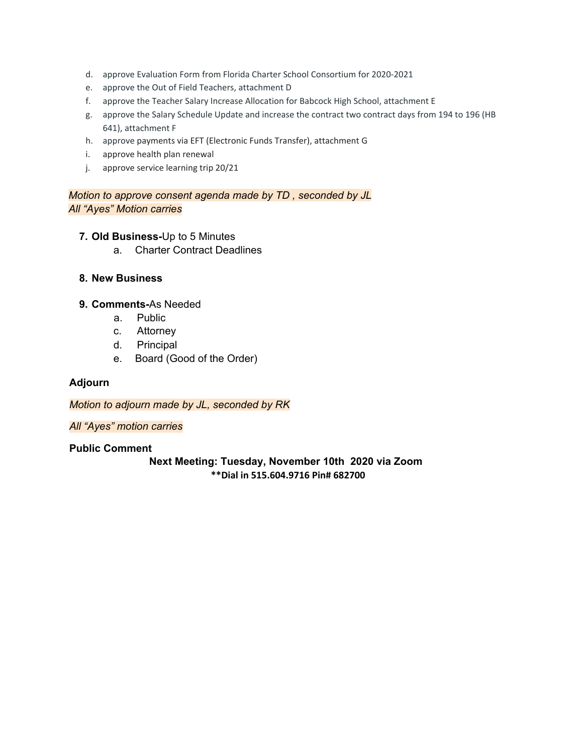d. approve Evaluation Form from Florida Charter School Consortium for 2020-2021
e. approve the Out of Field Teachers, attachment D
f. approve the Teacher Salary Increase Allocation for Babcock High School, attachment E
g. approve the Salary Schedule Update and increase the contract two contract days from 194 to 196 (HB 641), attachment F
h. approve payments via EFT (Electronic Funds Transfer), attachment G
i. approve health plan renewal
j. approve service learning trip 20/21

*Motion to approve consent agenda made by TD , seconded by JL*
*All "Ayes" Motion carries*

7. **Old Business-**Up to 5 Minutes
    a. Charter Contract Deadlines

8. **New Business**

9. **Comments-**As Needed
    a. Public
    c. Attorney
    d. Principal
    e. Board (Good of the Order)

**Adjourn**

*Motion to adjourn made by JL, seconded by RK*

*All "Ayes" motion carries*

**Public Comment**

**Next Meeting: Tuesday, November 10th 2020 via Zoom**
**\*\*Dial in 515.604.9716 Pin# 682700**